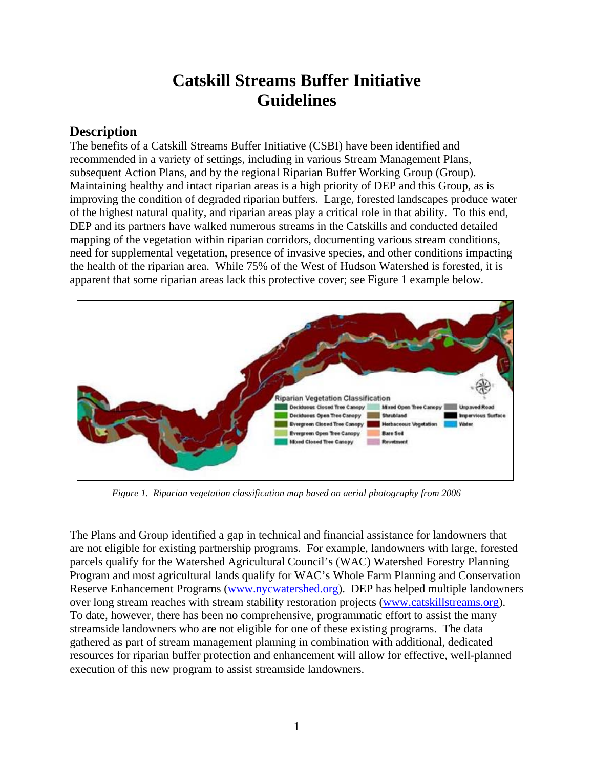# Catskill Streams Buffer Initiative Guidelines

## Description

The benefits of a Catskill Streams Buffer Initiative (CSBI) have been identified and recommended in a variety of settings, including in various Stream Management Plans, subsequent Action Plans, and by the regional Riparian Buffer Working Group (Group). Maintaining healthy and intact riparian areas is a high priority of DEP and this Group, as is improving the condition of degraded riparian buffers. Large, forested landscapes produce water of the highest natural quality, and riparian areas play a critical role in that ability. To this end, DEP and its partners have walked numerous streams in the Catskills and conducted detailed mapping of the vegetation within riparian corridors, documenting various stream conditions, need for supplemental vegetation, presence of invasive species, and other conditions impacting the health of the riparian area. While 75% of the West of Hudson Watershed is forested, it is apparent that some riparian areas lack this protective cover; see Figure 1 example below.

*Figure 1. Riparian vegetation classification map based on aerial photography from 2006*

The Plans and Group identified a gap in technical and financial assistance for landowners that are not eligible for existing partnership programs. For example, landowners with large, forested parcels qualify for the Watershed Agricultural Council's (WAC) Watershed Forestry Planning Program and most agricultural lands qualify for WAC's Whole Farm Planning and Conservation Reserve Enhancement Programs (www.nycwatershed.org). DEP has helped multiple landowners over long stream reaches with stream stability restoration projects (www.catskillstreams.org). To date, however, there has been no comprehensive, programmatic effort to assist the many streamside landowners who are not eligible for one of these existing programs. The data gathered as part of stream management planning in combination with additional, dedicated resources for riparian buffer protection and enhancement will allow for effective, well-planned execution of this new program to assist streamside landowners.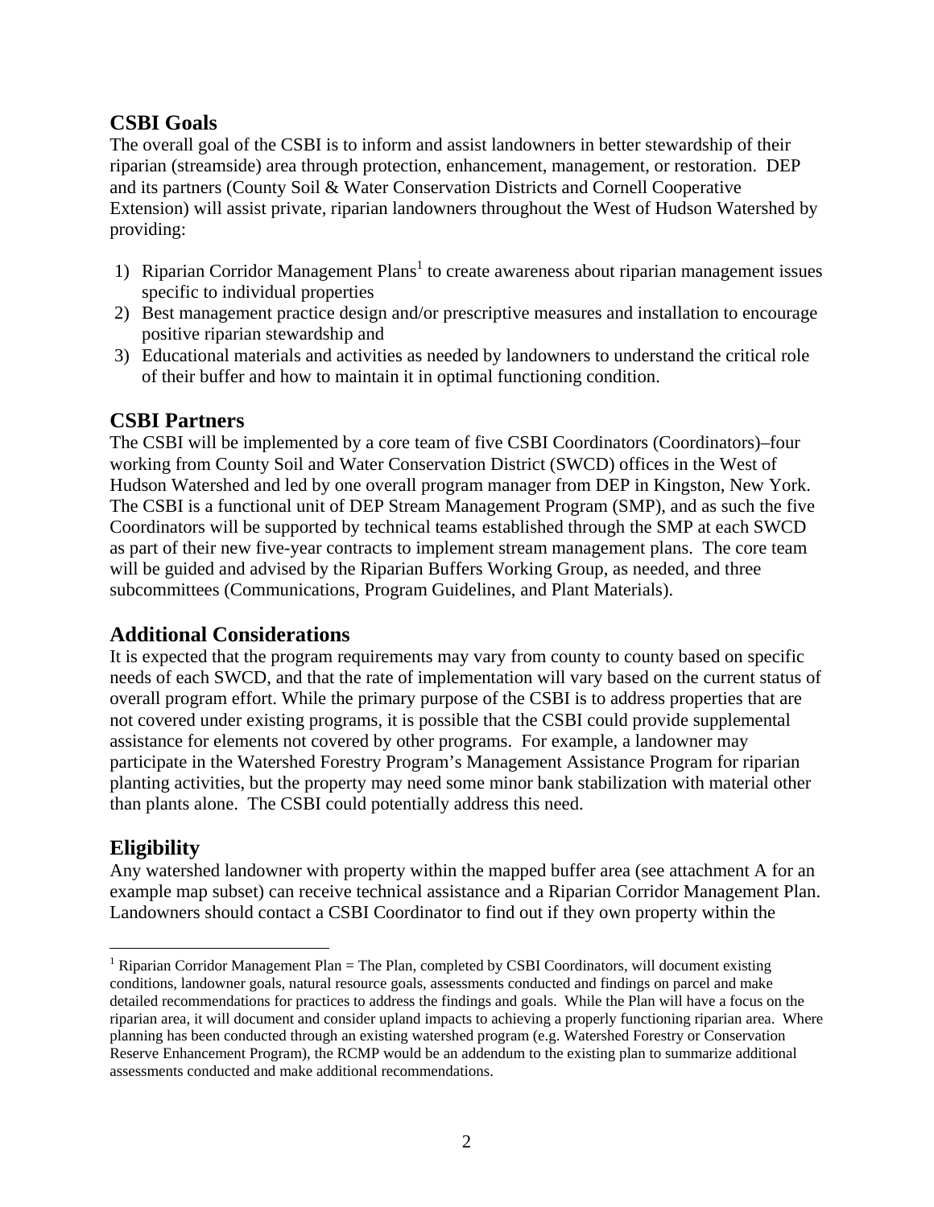## CSBI Goals

The overall goal of the CSBI is to inform and assist landowners in better stewardship of their riparian (streamside) area through protection, enhancement, management, or restoration. DEP and its partners (County Soil & Water Conservation Districts and Cornell Cooperative Extension) will assist private, riparian landowners throughout the West of Hudson Watershed by providing:

1) Riparian Corridor Management Plans[1] to create awareness about riparian management issues specific to individual properties
2) Best management practice design and/or prescriptive measures and installation to encourage positive riparian stewardship and
3) Educational materials and activities as needed by landowners to understand the critical role of their buffer and how to maintain it in optimal functioning condition.

## CSBI Partners

The CSBI will be implemented by a core team of five CSBI Coordinators (Coordinators)–four working from County Soil and Water Conservation District (SWCD) offices in the West of Hudson Watershed and led by one overall program manager from DEP in Kingston, New York. The CSBI is a functional unit of DEP Stream Management Program (SMP), and as such the five Coordinators will be supported by technical teams established through the SMP at each SWCD as part of their new five-year contracts to implement stream management plans. The core team will be guided and advised by the Riparian Buffers Working Group, as needed, and three subcommittees (Communications, Program Guidelines, and Plant Materials).

## Additional Considerations

It is expected that the program requirements may vary from county to county based on specific needs of each SWCD, and that the rate of implementation will vary based on the current status of overall program effort. While the primary purpose of the CSBI is to address properties that are not covered under existing programs, it is possible that the CSBI could provide supplemental assistance for elements not covered by other programs. For example, a landowner may participate in the Watershed Forestry Program's Management Assistance Program for riparian planting activities, but the property may need some minor bank stabilization with material other than plants alone. The CSBI could potentially address this need.

## Eligibility

Any watershed landowner with property within the mapped buffer area (see attachment A for an example map subset) can receive technical assistance and a Riparian Corridor Management Plan. Landowners should contact a CSBI Coordinator to find out if they own property within the

[1] Riparian Corridor Management Plan = The Plan, completed by CSBI Coordinators, will document existing conditions, landowner goals, natural resource goals, assessments conducted and findings on parcel and make detailed recommendations for practices to address the findings and goals. While the Plan will have a focus on the riparian area, it will document and consider upland impacts to achieving a properly functioning riparian area. Where planning has been conducted through an existing watershed program (e.g. Watershed Forestry or Conservation Reserve Enhancement Program), the RCMP would be an addendum to the existing plan to summarize additional assessments conducted and make additional recommendations.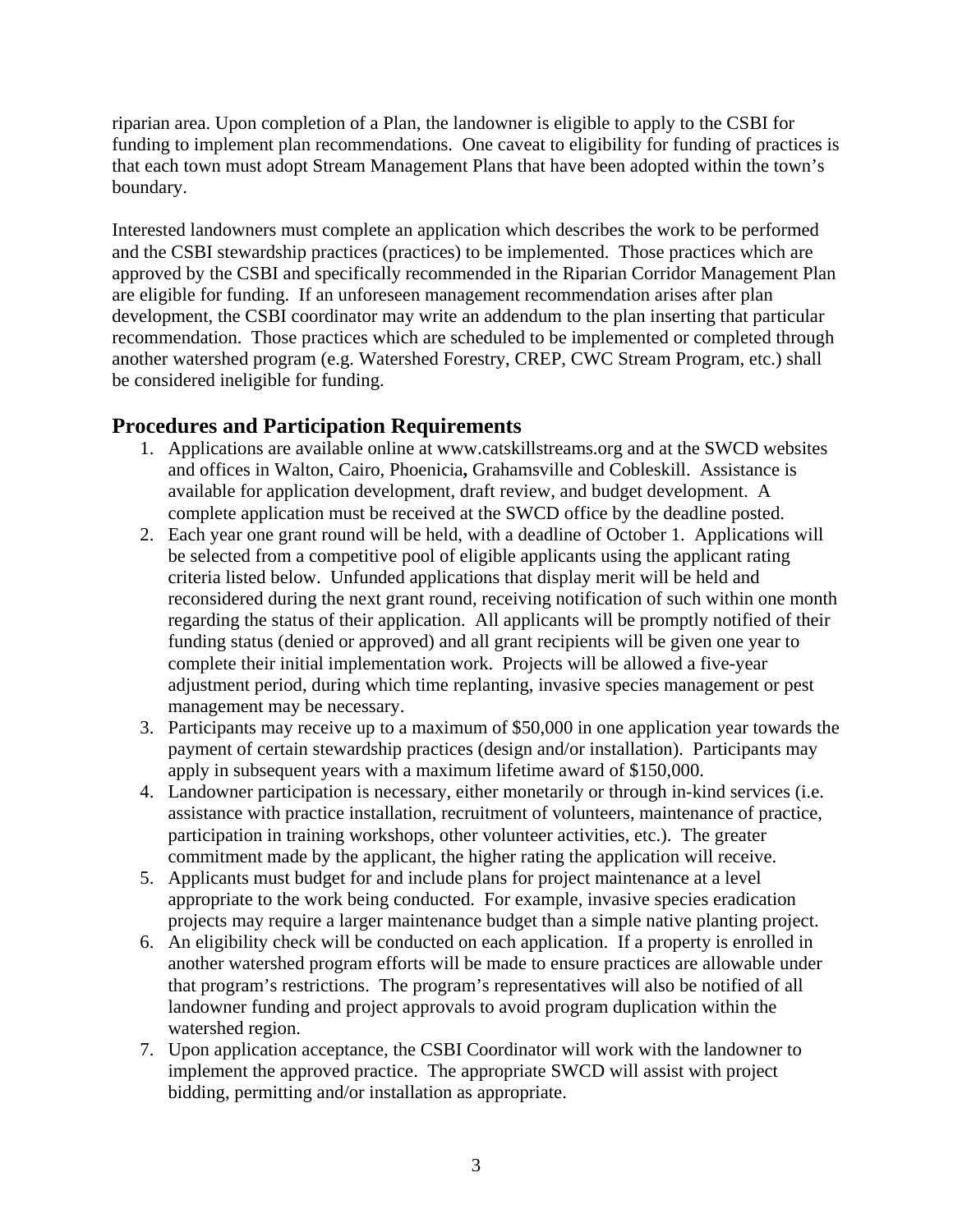riparian area. Upon completion of a Plan, the landowner is eligible to apply to the CSBI for funding to implement plan recommendations. One caveat to eligibility for funding of practices is that each town must adopt Stream Management Plans that have been adopted within the town's boundary.

Interested landowners must complete an application which describes the work to be performed and the CSBI stewardship practices (practices) to be implemented. Those practices which are approved by the CSBI and specifically recommended in the Riparian Corridor Management Plan are eligible for funding. If an unforeseen management recommendation arises after plan development, the CSBI coordinator may write an addendum to the plan inserting that particular recommendation. Those practices which are scheduled to be implemented or completed through another watershed program (e.g. Watershed Forestry, CREP, CWC Stream Program, etc.) shall be considered ineligible for funding.

## Procedures and Participation Requirements

1. Applications are available online at www.catskillstreams.org and at the SWCD websites and offices in Walton, Cairo, Phoenicia**,** Grahamsville and Cobleskill. Assistance is available for application development, draft review, and budget development. A complete application must be received at the SWCD office by the deadline posted.
2. Each year one grant round will be held, with a deadline of October 1. Applications will be selected from a competitive pool of eligible applicants using the applicant rating criteria listed below. Unfunded applications that display merit will be held and reconsidered during the next grant round, receiving notification of such within one month regarding the status of their application. All applicants will be promptly notified of their funding status (denied or approved) and all grant recipients will be given one year to complete their initial implementation work. Projects will be allowed a five-year adjustment period, during which time replanting, invasive species management or pest management may be necessary.
3. Participants may receive up to a maximum of $50,000 in one application year towards the payment of certain stewardship practices (design and/or installation). Participants may apply in subsequent years with a maximum lifetime award of $150,000.
4. Landowner participation is necessary, either monetarily or through in-kind services (i.e. assistance with practice installation, recruitment of volunteers, maintenance of practice, participation in training workshops, other volunteer activities, etc.). The greater commitment made by the applicant, the higher rating the application will receive.
5. Applicants must budget for and include plans for project maintenance at a level appropriate to the work being conducted. For example, invasive species eradication projects may require a larger maintenance budget than a simple native planting project.
6. An eligibility check will be conducted on each application. If a property is enrolled in another watershed program efforts will be made to ensure practices are allowable under that program's restrictions. The program's representatives will also be notified of all landowner funding and project approvals to avoid program duplication within the watershed region.
7. Upon application acceptance, the CSBI Coordinator will work with the landowner to implement the approved practice. The appropriate SWCD will assist with project bidding, permitting and/or installation as appropriate.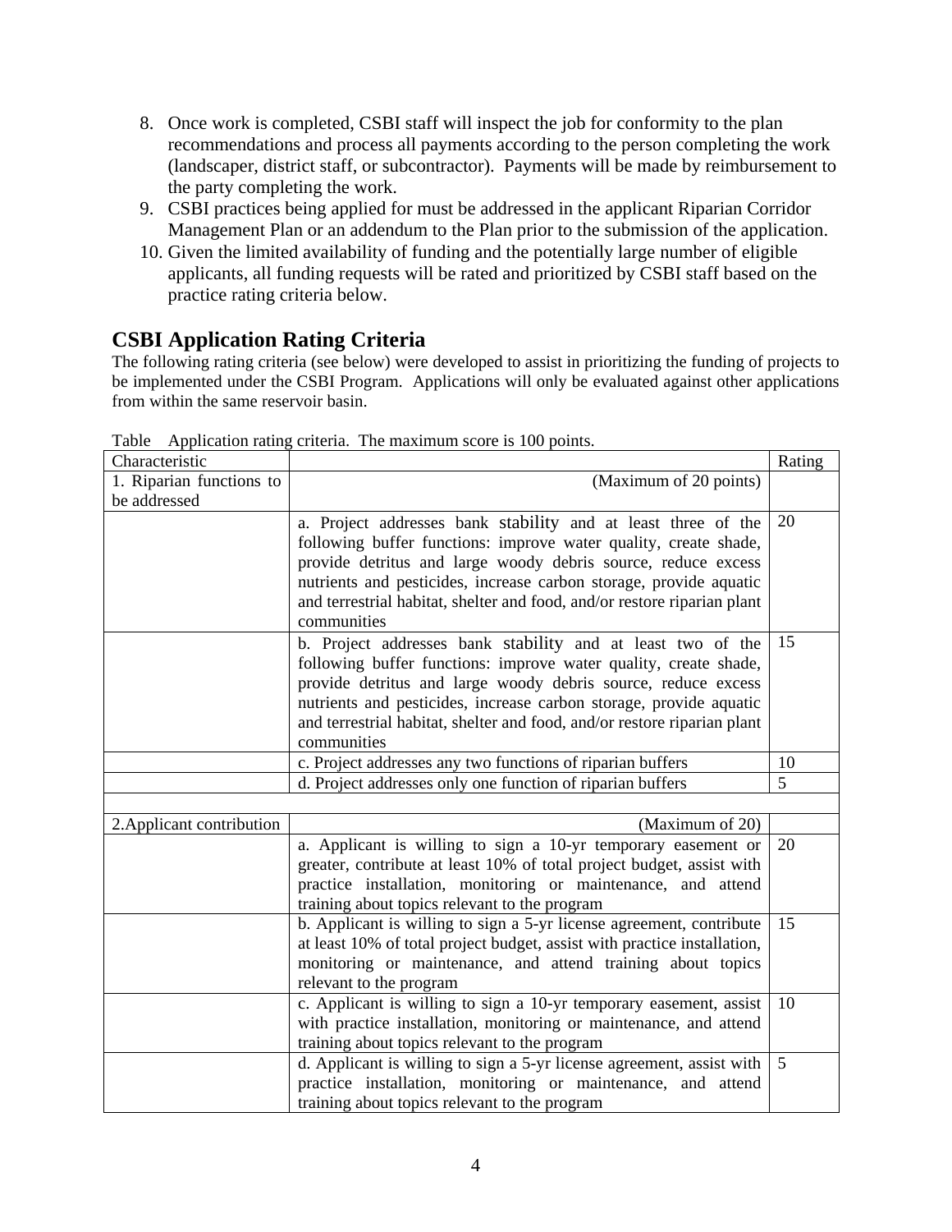8. Once work is completed, CSBI staff will inspect the job for conformity to the plan recommendations and process all payments according to the person completing the work (landscaper, district staff, or subcontractor). Payments will be made by reimbursement to the party completing the work.
9. CSBI practices being applied for must be addressed in the applicant Riparian Corridor Management Plan or an addendum to the Plan prior to the submission of the application.
10. Given the limited availability of funding and the potentially large number of eligible applicants, all funding requests will be rated and prioritized by CSBI staff based on the practice rating criteria below.

## CSBI Application Rating Criteria

The following rating criteria (see below) were developed to assist in prioritizing the funding of projects to be implemented under the CSBI Program. Applications will only be evaluated against other applications from within the same reservoir basin.

Table Application rating criteria. The maximum score is 100 points.

| Characteristic | | Rating |
|---|---|---|
| 1. Riparian functions to be addressed | (Maximum of 20 points) | |
| | a. Project addresses bank stability and at least three of the following buffer functions: improve water quality, create shade, provide detritus and large woody debris source, reduce excess nutrients and pesticides, increase carbon storage, provide aquatic and terrestrial habitat, shelter and food, and/or restore riparian plant communities | 20 |
| | b. Project addresses bank stability and at least two of the following buffer functions: improve water quality, create shade, provide detritus and large woody debris source, reduce excess nutrients and pesticides, increase carbon storage, provide aquatic and terrestrial habitat, shelter and food, and/or restore riparian plant communities | 15 |
| | c. Project addresses any two functions of riparian buffers | 10 |
| | d. Project addresses only one function of riparian buffers | 5 |
| | | |
| 2.Applicant contribution | (Maximum of 20) | |
| | a. Applicant is willing to sign a 10-yr temporary easement or greater, contribute at least 10% of total project budget, assist with practice installation, monitoring or maintenance, and attend training about topics relevant to the program | 20 |
| | b. Applicant is willing to sign a 5-yr license agreement, contribute at least 10% of total project budget, assist with practice installation, monitoring or maintenance, and attend training about topics relevant to the program | 15 |
| | c. Applicant is willing to sign a 10-yr temporary easement, assist with practice installation, monitoring or maintenance, and attend training about topics relevant to the program | 10 |
| | d. Applicant is willing to sign a 5-yr license agreement, assist with practice installation, monitoring or maintenance, and attend training about topics relevant to the program | 5 |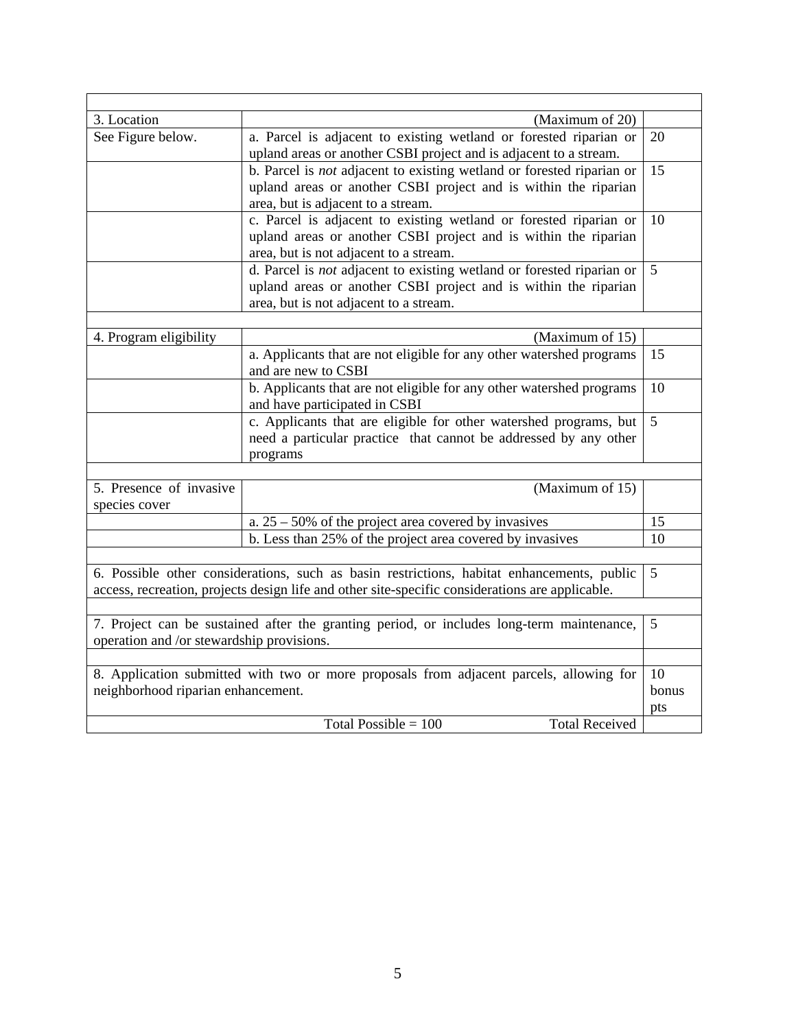| | | |
|---|---|---|
| 3. Location | (Maximum of 20) | |
| See Figure below. | a. Parcel is adjacent to existing wetland or forested riparian or upland areas or another CSBI project and is adjacent to a stream. | 20 |
| | b. Parcel is *not* adjacent to existing wetland or forested riparian or upland areas or another CSBI project and is within the riparian area, but is adjacent to a stream. | 15 |
| | c. Parcel is adjacent to existing wetland or forested riparian or upland areas or another CSBI project and is within the riparian area, but is not adjacent to a stream. | 10 |
| | d. Parcel is *not* adjacent to existing wetland or forested riparian or upland areas or another CSBI project and is within the riparian area, but is not adjacent to a stream. | 5 |
| | | |
| 4. Program eligibility | (Maximum of 15) | |
| | a. Applicants that are not eligible for any other watershed programs and are new to CSBI | 15 |
| | b. Applicants that are not eligible for any other watershed programs and have participated in CSBI | 10 |
| | c. Applicants that are eligible for other watershed programs, but need a particular practice that cannot be addressed by any other programs | 5 |
| | | |
| 5. Presence of invasive species cover | (Maximum of 15) | |
| | a. 25 – 50% of the project area covered by invasives | 15 |
| | b. Less than 25% of the project area covered by invasives | 10 |
| | | |
| 6. Possible other considerations, such as basin restrictions, habitat enhancements, public access, recreation, projects design life and other site-specific considerations are applicable. | | 5 |
| | | |
| 7. Project can be sustained after the granting period, or includes long-term maintenance, operation and /or stewardship provisions. | | 5 |
| | | |
| 8. Application submitted with two or more proposals from adjacent parcels, allowing for neighborhood riparian enhancement. | | 10 bonus pts |
| Total Possible = 100 | Total Received | |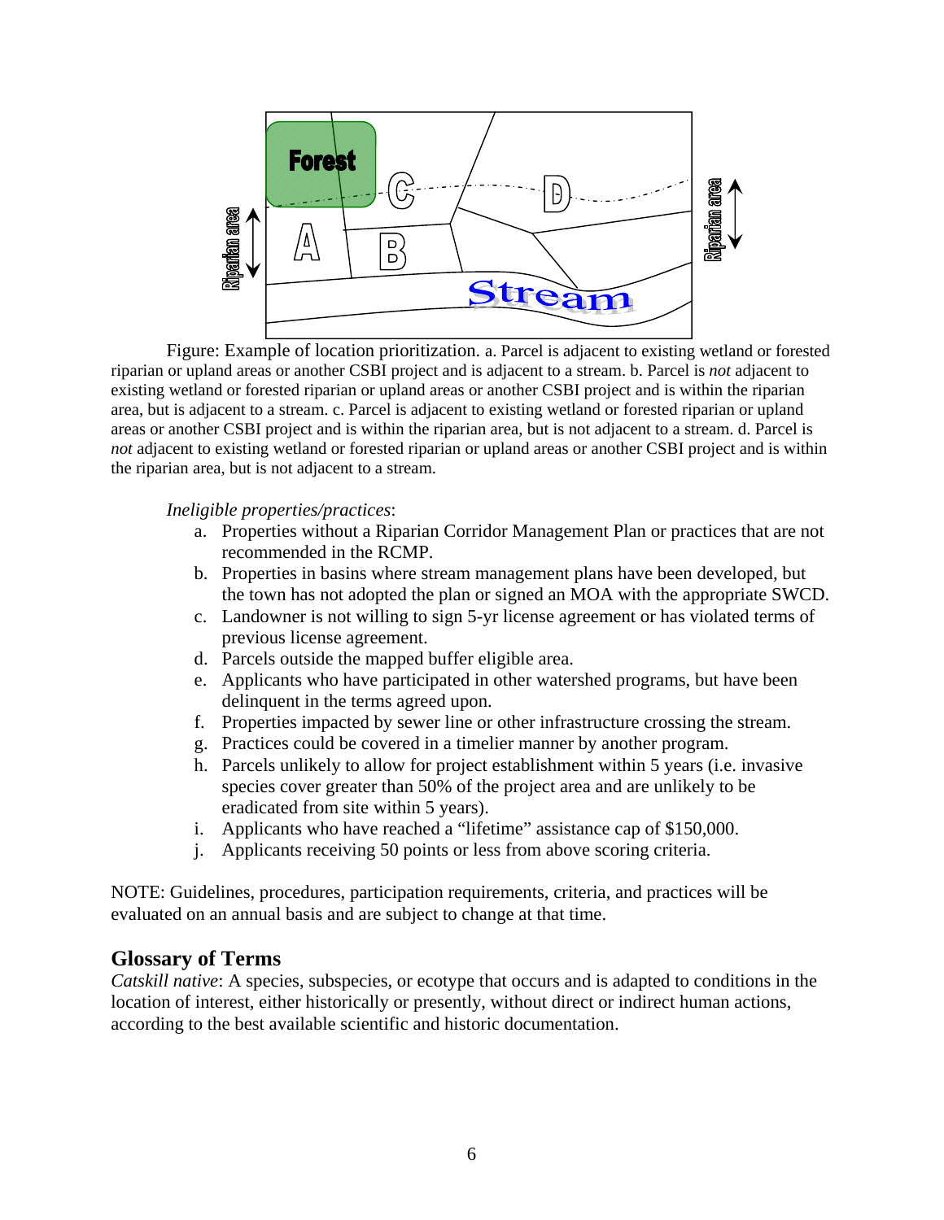Figure: Example of location prioritization. a. Parcel is adjacent to existing wetland or forested riparian or upland areas or another CSBI project and is adjacent to a stream. b. Parcel is *not* adjacent to existing wetland or forested riparian or upland areas or another CSBI project and is within the riparian area, but is adjacent to a stream. c. Parcel is adjacent to existing wetland or forested riparian or upland areas or another CSBI project and is within the riparian area, but is not adjacent to a stream. d. Parcel is *not* adjacent to existing wetland or forested riparian or upland areas or another CSBI project and is within the riparian area, but is not adjacent to a stream.

*Ineligible properties/practices*:

a. Properties without a Riparian Corridor Management Plan or practices that are not recommended in the RCMP.
b. Properties in basins where stream management plans have been developed, but the town has not adopted the plan or signed an MOA with the appropriate SWCD.
c. Landowner is not willing to sign 5-yr license agreement or has violated terms of previous license agreement.
d. Parcels outside the mapped buffer eligible area.
e. Applicants who have participated in other watershed programs, but have been delinquent in the terms agreed upon.
f. Properties impacted by sewer line or other infrastructure crossing the stream.
g. Practices could be covered in a timelier manner by another program.
h. Parcels unlikely to allow for project establishment within 5 years (i.e. invasive species cover greater than 50% of the project area and are unlikely to be eradicated from site within 5 years).
i. Applicants who have reached a "lifetime" assistance cap of $150,000.
j. Applicants receiving 50 points or less from above scoring criteria.

NOTE: Guidelines, procedures, participation requirements, criteria, and practices will be evaluated on an annual basis and are subject to change at that time.

## Glossary of Terms

*Catskill native*: A species, subspecies, or ecotype that occurs and is adapted to conditions in the location of interest, either historically or presently, without direct or indirect human actions, according to the best available scientific and historic documentation.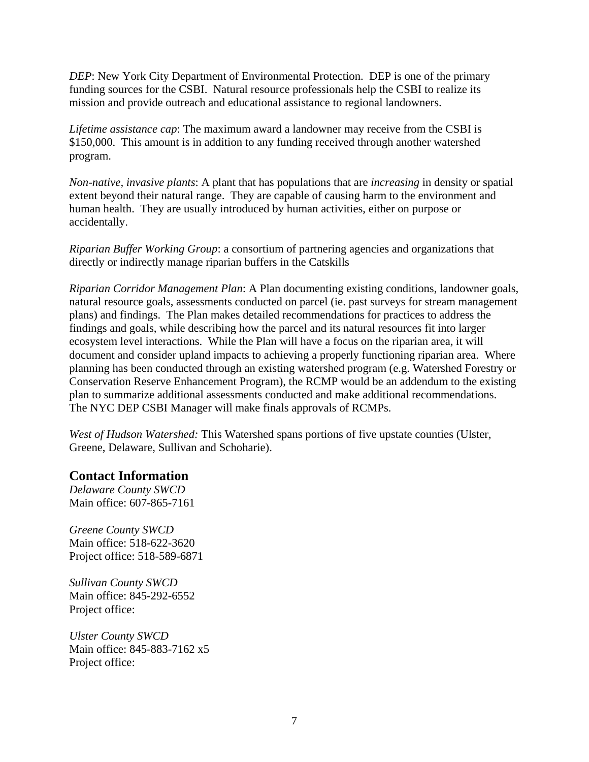*DEP*: New York City Department of Environmental Protection. DEP is one of the primary funding sources for the CSBI. Natural resource professionals help the CSBI to realize its mission and provide outreach and educational assistance to regional landowners.

*Lifetime assistance cap*: The maximum award a landowner may receive from the CSBI is $150,000. This amount is in addition to any funding received through another watershed program.

*Non-native, invasive plants*: A plant that has populations that are *increasing* in density or spatial extent beyond their natural range. They are capable of causing harm to the environment and human health. They are usually introduced by human activities, either on purpose or accidentally.

*Riparian Buffer Working Group*: a consortium of partnering agencies and organizations that directly or indirectly manage riparian buffers in the Catskills

*Riparian Corridor Management Plan*: A Plan documenting existing conditions, landowner goals, natural resource goals, assessments conducted on parcel (ie. past surveys for stream management plans) and findings. The Plan makes detailed recommendations for practices to address the findings and goals, while describing how the parcel and its natural resources fit into larger ecosystem level interactions. While the Plan will have a focus on the riparian area, it will document and consider upland impacts to achieving a properly functioning riparian area. Where planning has been conducted through an existing watershed program (e.g. Watershed Forestry or Conservation Reserve Enhancement Program), the RCMP would be an addendum to the existing plan to summarize additional assessments conducted and make additional recommendations. The NYC DEP CSBI Manager will make finals approvals of RCMPs.

*West of Hudson Watershed:* This Watershed spans portions of five upstate counties (Ulster, Greene, Delaware, Sullivan and Schoharie).

## Contact Information

*Delaware County SWCD*
Main office: 607-865-7161

*Greene County SWCD*
Main office: 518-622-3620
Project office: 518-589-6871

*Sullivan County SWCD*
Main office: 845-292-6552
Project office:

*Ulster County SWCD*
Main office: 845-883-7162 x5
Project office: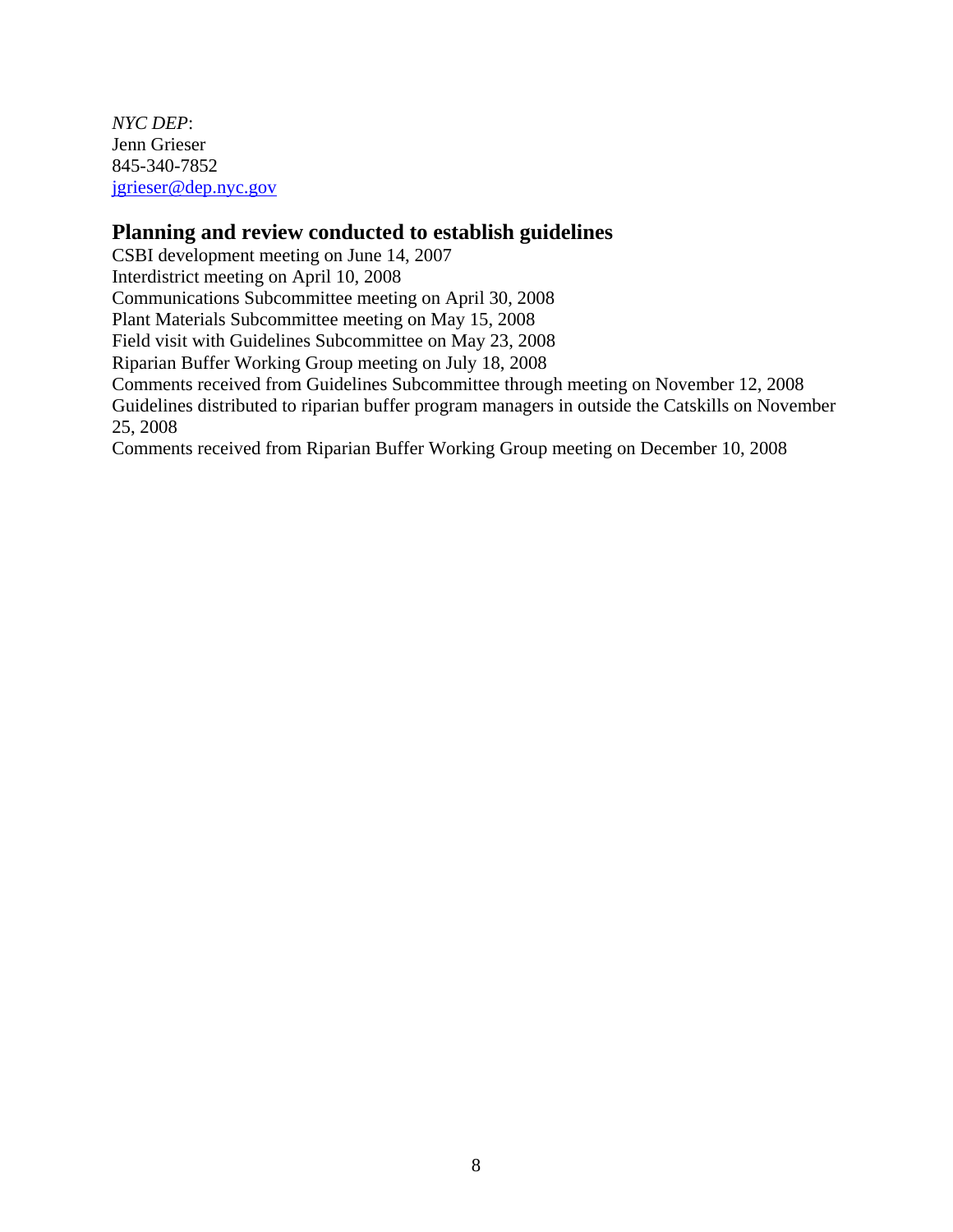*NYC DEP*:
Jenn Grieser
845-340-7852
[jgrieser@dep.nyc.gov](mailto:jgrieser@dep.nyc.gov)

## Planning and review conducted to establish guidelines

CSBI development meeting on June 14, 2007
Interdistrict meeting on April 10, 2008
Communications Subcommittee meeting on April 30, 2008
Plant Materials Subcommittee meeting on May 15, 2008
Field visit with Guidelines Subcommittee on May 23, 2008
Riparian Buffer Working Group meeting on July 18, 2008
Comments received from Guidelines Subcommittee through meeting on November 12, 2008
Guidelines distributed to riparian buffer program managers in outside the Catskills on November 25, 2008
Comments received from Riparian Buffer Working Group meeting on December 10, 2008